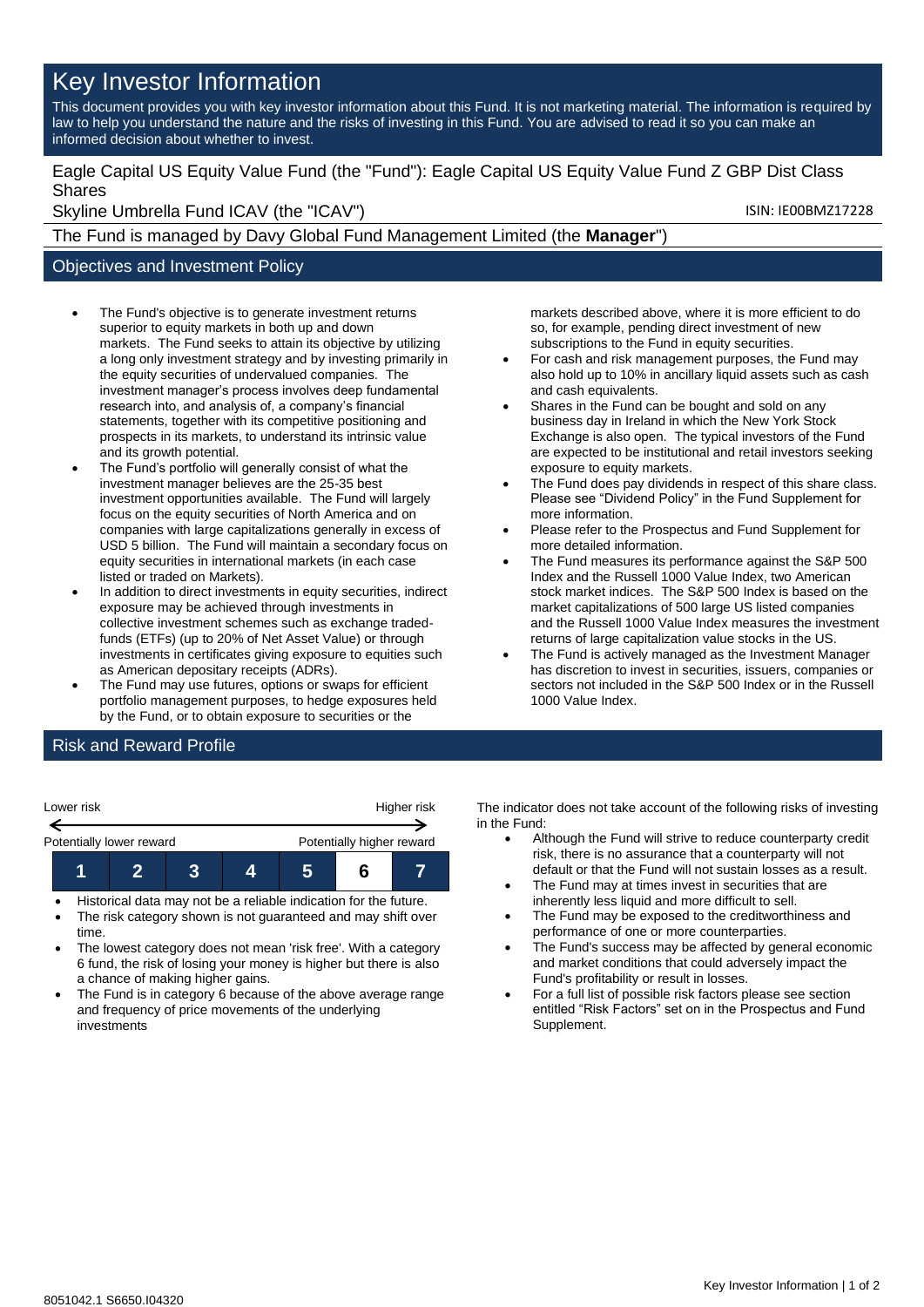# Key Investor Information

This document provides you with key investor information about this Fund. It is not marketing material. The information is required by law to help you understand the nature and the risks of investing in this Fund. You are advised to read it so you can make an informed decision about whether to invest.

Eagle Capital US Equity Value Fund (the "Fund"): Eagle Capital US Equity Value Fund Z GBP Dist Class Shares

Skyline Umbrella Fund ICAV (the "ICAV")

ISIN: IE00BMZ17228

The Fund is managed by Davy Global Fund Management Limited (the **Manager**")

## Objectives and Investment Policy

- The Fund's objective is to generate investment returns superior to equity markets in both up and down markets. The Fund seeks to attain its objective by utilizing a long only investment strategy and by investing primarily in the equity securities of undervalued companies. The investment manager's process involves deep fundamental research into, and analysis of, a company's financial statements, together with its competitive positioning and prospects in its markets, to understand its intrinsic value and its growth potential.
- The Fund's portfolio will generally consist of what the investment manager believes are the 25-35 best investment opportunities available. The Fund will largely focus on the equity securities of North America and on companies with large capitalizations generally in excess of USD 5 billion. The Fund will maintain a secondary focus on equity securities in international markets (in each case listed or traded on Markets).
- In addition to direct investments in equity securities, indirect exposure may be achieved through investments in collective investment schemes such as exchange traded-funds (ETFs) (up to 20% of Net Asset Value) or through investments in certificates giving exposure to equities such as American depositary receipts (ADRs).
- The Fund may use futures, options or swaps for efficient portfolio management purposes, to hedge exposures held by the Fund, or to obtain exposure to securities or the markets described above, where it is more efficient to do so, for example, pending direct investment of new subscriptions to the Fund in equity securities.
- For cash and risk management purposes, the Fund may also hold up to 10% in ancillary liquid assets such as cash and cash equivalents.
- Shares in the Fund can be bought and sold on any business day in Ireland in which the New York Stock Exchange is also open. The typical investors of the Fund are expected to be institutional and retail investors seeking exposure to equity markets.
- The Fund does pay dividends in respect of this share class. Please see "Dividend Policy" in the Fund Supplement for more information.
- Please refer to the Prospectus and Fund Supplement for more detailed information.
- The Fund measures its performance against the S&P 500 Index and the Russell 1000 Value Index, two American stock market indices. The S&P 500 Index is based on the market capitalizations of 500 large US listed companies and the Russell 1000 Value Index measures the investment returns of large capitalization value stocks in the US.
- The Fund is actively managed as the Investment Manager has discretion to invest in securities, issuers, companies or sectors not included in the S&P 500 Index or in the Russell 1000 Value Index.

## Risk and Reward Profile

| Lower risk | | | | | | Higher risk |
|---|---|---|---|---|---|---|
| Potentially lower reward | | | | | | Potentially higher reward |
| 1 | 2 | 3 | 4 | 5 | **6** | 7 |

- Historical data may not be a reliable indication for the future.
- The risk category shown is not guaranteed and may shift over time.
- The lowest category does not mean 'risk free'. With a category 6 fund, the risk of losing your money is higher but there is also a chance of making higher gains.
- The Fund is in category 6 because of the above average range and frequency of price movements of the underlying investments

The indicator does not take account of the following risks of investing in the Fund:

- Although the Fund will strive to reduce counterparty credit risk, there is no assurance that a counterparty will not default or that the Fund will not sustain losses as a result.
- The Fund may at times invest in securities that are inherently less liquid and more difficult to sell.
- The Fund may be exposed to the creditworthiness and performance of one or more counterparties.
- The Fund's success may be affected by general economic and market conditions that could adversely impact the Fund's profitability or result in losses.
- For a full list of possible risk factors please see section entitled "Risk Factors" set on in the Prospectus and Fund Supplement.

8051042.1 S6650.I04320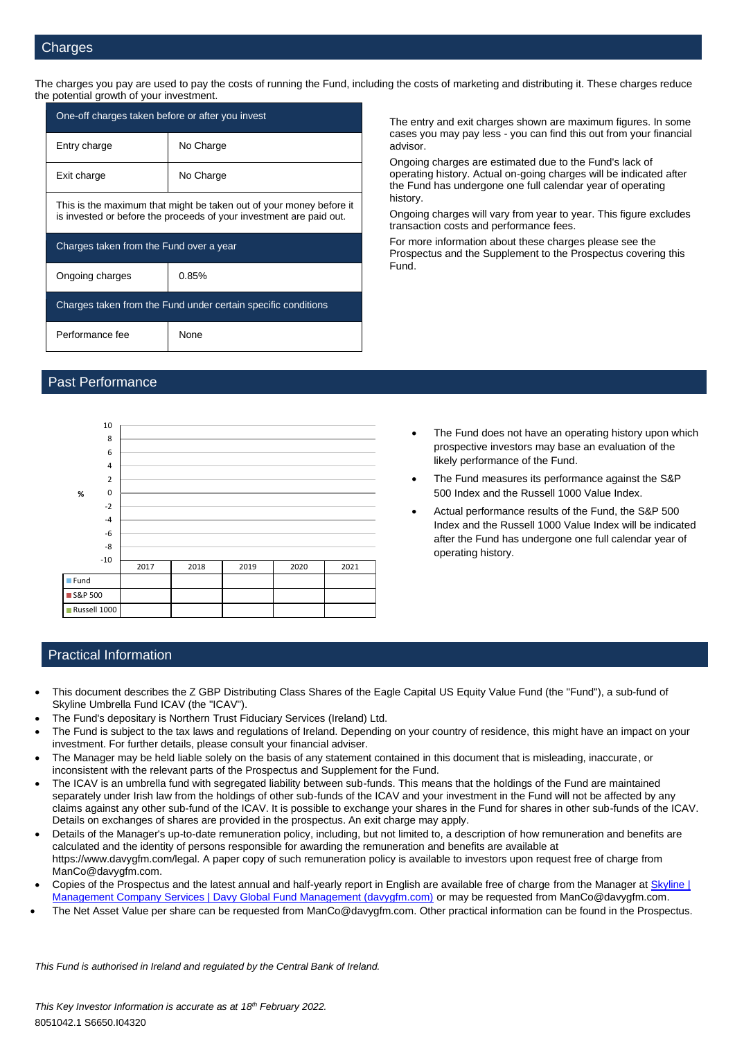## Charges

The charges you pay are used to pay the costs of running the Fund, including the costs of marketing and distributing it. These charges reduce the potential growth of your investment.

| One-off charges taken before or after you invest | |
|---|---|
| Entry charge | No Charge |
| Exit charge | No Charge |
| This is the maximum that might be taken out of your money before it is invested or before the proceeds of your investment are paid out. | |
| **Charges taken from the Fund over a year** | |
| Ongoing charges | 0.85% |
| **Charges taken from the Fund under certain specific conditions** | |
| Performance fee | None |

The entry and exit charges shown are maximum figures. In some cases you may pay less - you can find this out from your financial advisor.

Ongoing charges are estimated due to the Fund's lack of operating history. Actual on-going charges will be indicated after the Fund has undergone one full calendar year of operating history.

Ongoing charges will vary from year to year. This figure excludes transaction costs and performance fees.

For more information about these charges please see the Prospectus and the Supplement to the Prospectus covering this Fund.

## Past Performance

%
10
8
6
4
2
0
-2
-4
-6
-8
-10
2017 2018 2019 2020 2021
Fund
S&P 500
Russell 1000

- The Fund does not have an operating history upon which prospective investors may base an evaluation of the likely performance of the Fund.
- The Fund measures its performance against the S&P 500 Index and the Russell 1000 Value Index.
- Actual performance results of the Fund, the S&P 500 Index and the Russell 1000 Value Index will be indicated after the Fund has undergone one full calendar year of operating history.

## Practical Information

- This document describes the Z GBP Distributing Class Shares of the Eagle Capital US Equity Value Fund (the "Fund"), a sub-fund of Skyline Umbrella Fund ICAV (the "ICAV").
- The Fund's depositary is Northern Trust Fiduciary Services (Ireland) Ltd.
- The Fund is subject to the tax laws and regulations of Ireland. Depending on your country of residence, this might have an impact on your investment. For further details, please consult your financial adviser.
- The Manager may be held liable solely on the basis of any statement contained in this document that is misleading, inaccurate, or inconsistent with the relevant parts of the Prospectus and Supplement for the Fund.
- The ICAV is an umbrella fund with segregated liability between sub-funds. This means that the holdings of the Fund are maintained separately under Irish law from the holdings of other sub-funds of the ICAV and your investment in the Fund will not be affected by any claims against any other sub-fund of the ICAV. It is possible to exchange your shares in the Fund for shares in other sub-funds of the ICAV. Details on exchanges of shares are provided in the prospectus. An exit charge may apply.
- Details of the Manager's up-to-date remuneration policy, including, but not limited to, a description of how remuneration and benefits are calculated and the identity of persons responsible for awarding the remuneration and benefits are available at https://www.davygfm.com/legal. A paper copy of such remuneration policy is available to investors upon request free of charge from ManCo@davygfm.com.
- Copies of the Prospectus and the latest annual and half-yearly report in English are available free of charge from the Manager at Skyline | Management Company Services | Davy Global Fund Management (davygfm.com) or may be requested from ManCo@davygfm.com.
- The Net Asset Value per share can be requested from ManCo@davygfm.com. Other practical information can be found in the Prospectus.

*This Fund is authorised in Ireland and regulated by the Central Bank of Ireland.*

*This Key Investor Information is accurate as at 18th February 2022.*

8051042.1 S6650.I04320